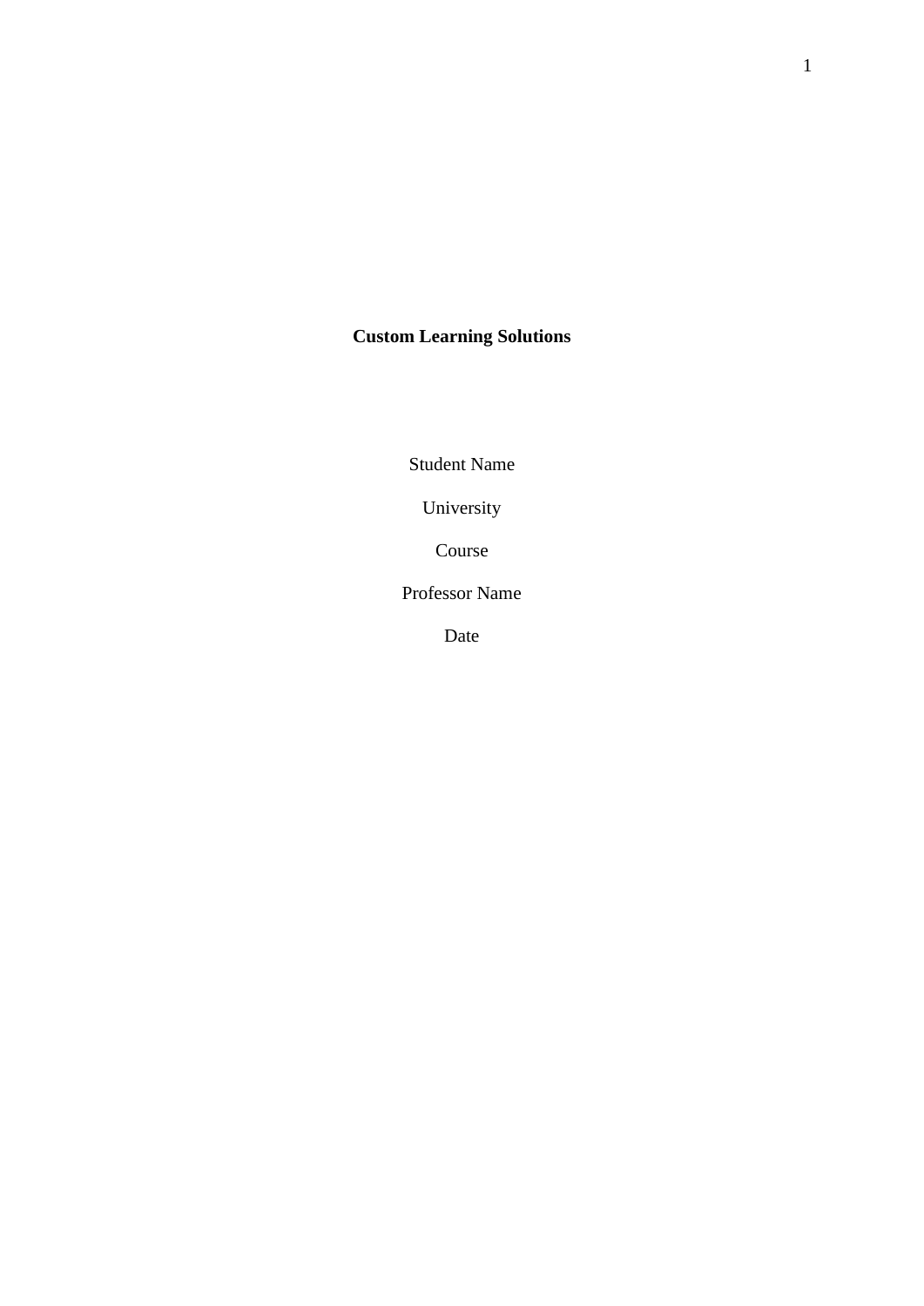# Custom Learning Solutions

Student Name

University

Course

Professor Name

Date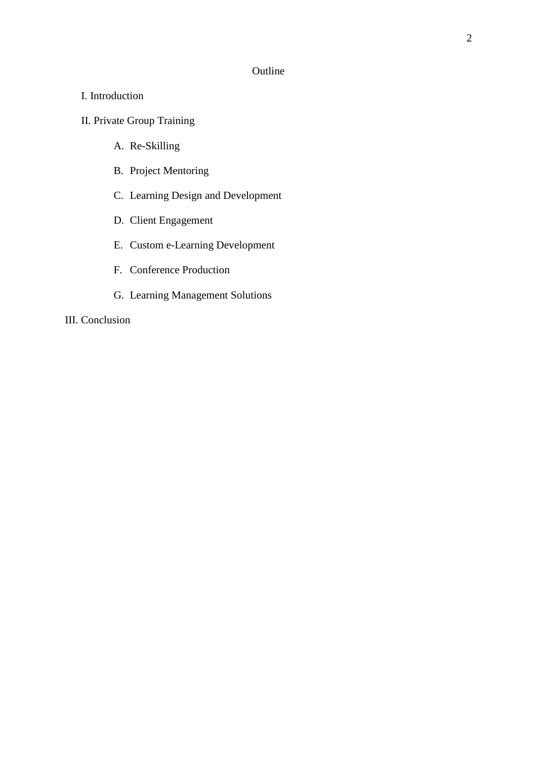# Outline

I. Introduction

II. Private Group Training

   A. Re-Skilling

   B. Project Mentoring

   C. Learning Design and Development

   D. Client Engagement

   E. Custom e-Learning Development

   F. Conference Production

   G. Learning Management Solutions

III. Conclusion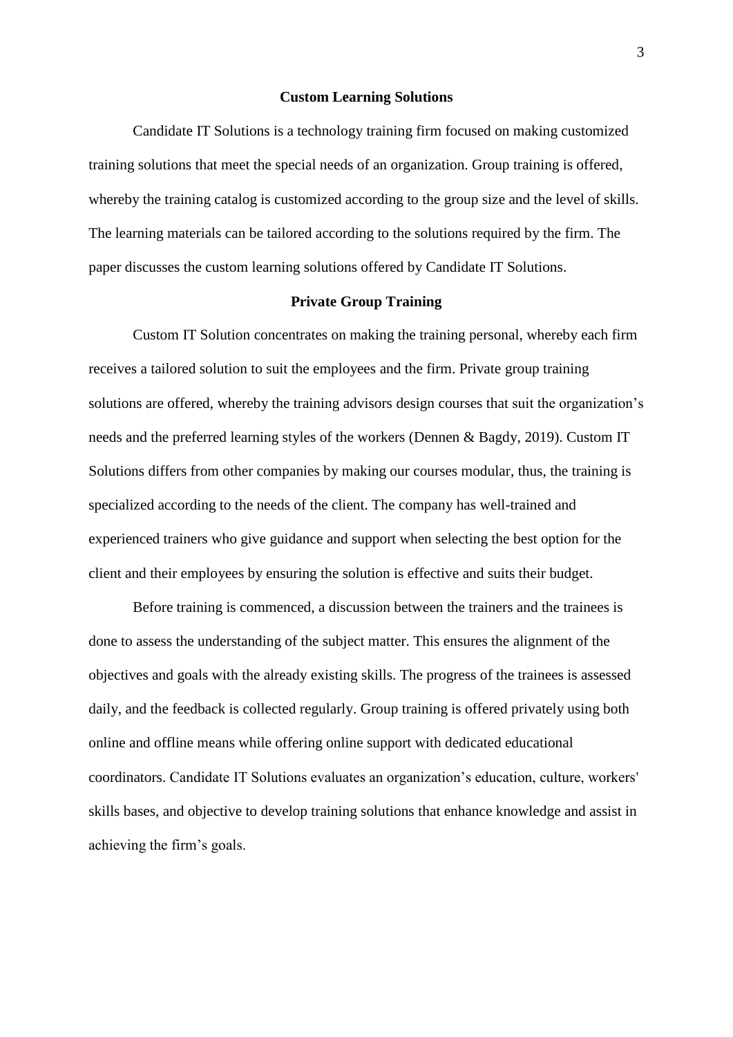## Custom Learning Solutions

Candidate IT Solutions is a technology training firm focused on making customized training solutions that meet the special needs of an organization. Group training is offered, whereby the training catalog is customized according to the group size and the level of skills. The learning materials can be tailored according to the solutions required by the firm. The paper discusses the custom learning solutions offered by Candidate IT Solutions.

## Private Group Training

Custom IT Solution concentrates on making the training personal, whereby each firm receives a tailored solution to suit the employees and the firm. Private group training solutions are offered, whereby the training advisors design courses that suit the organization's needs and the preferred learning styles of the workers (Dennen & Bagdy, 2019). Custom IT Solutions differs from other companies by making our courses modular, thus, the training is specialized according to the needs of the client. The company has well-trained and experienced trainers who give guidance and support when selecting the best option for the client and their employees by ensuring the solution is effective and suits their budget.

Before training is commenced, a discussion between the trainers and the trainees is done to assess the understanding of the subject matter. This ensures the alignment of the objectives and goals with the already existing skills. The progress of the trainees is assessed daily, and the feedback is collected regularly. Group training is offered privately using both online and offline means while offering online support with dedicated educational coordinators. Candidate IT Solutions evaluates an organization's education, culture, workers' skills bases, and objective to develop training solutions that enhance knowledge and assist in achieving the firm's goals.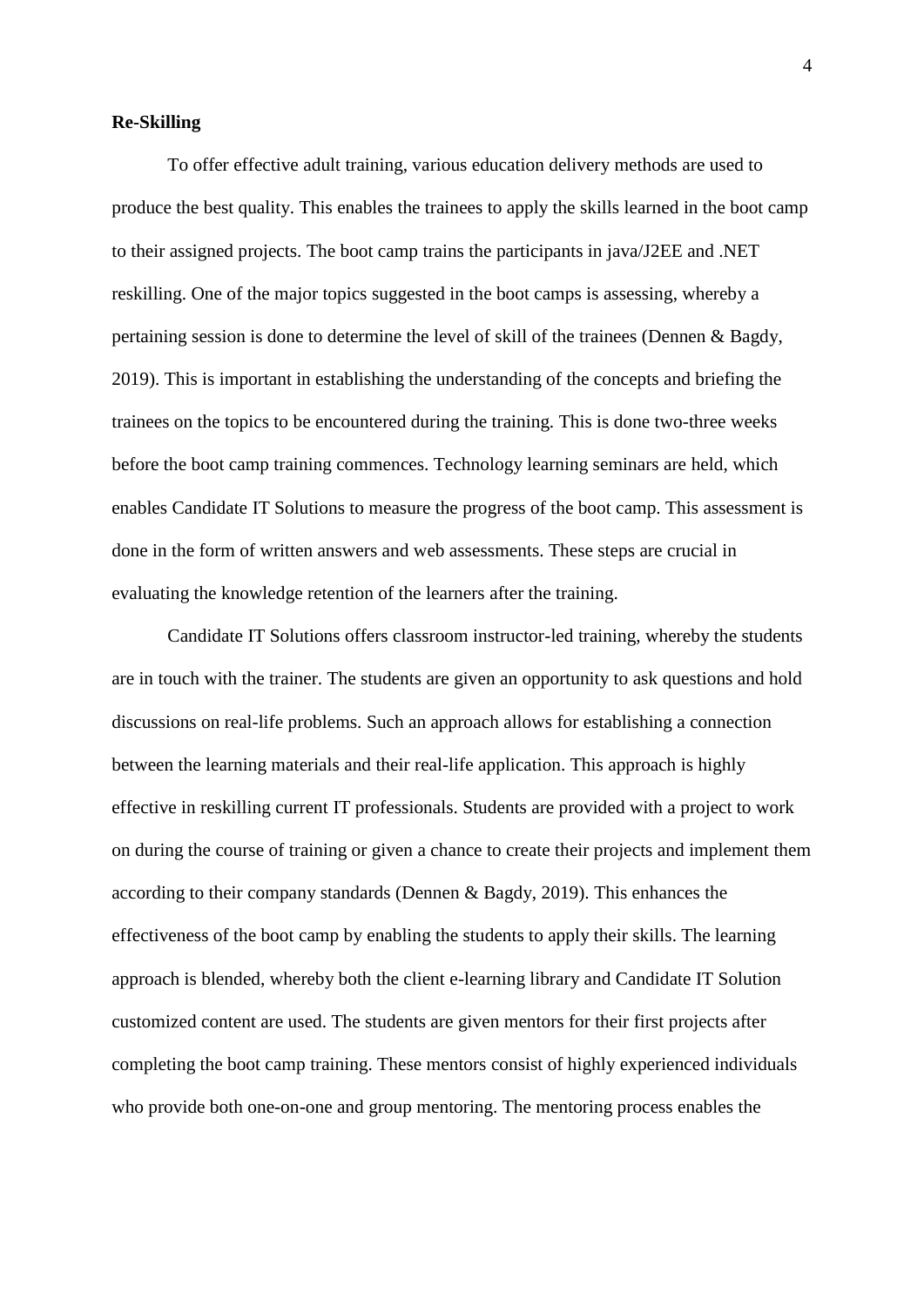**Re-Skilling**

To offer effective adult training, various education delivery methods are used to produce the best quality. This enables the trainees to apply the skills learned in the boot camp to their assigned projects. The boot camp trains the participants in java/J2EE and .NET reskilling. One of the major topics suggested in the boot camps is assessing, whereby a pertaining session is done to determine the level of skill of the trainees (Dennen & Bagdy, 2019). This is important in establishing the understanding of the concepts and briefing the trainees on the topics to be encountered during the training. This is done two-three weeks before the boot camp training commences. Technology learning seminars are held, which enables Candidate IT Solutions to measure the progress of the boot camp. This assessment is done in the form of written answers and web assessments. These steps are crucial in evaluating the knowledge retention of the learners after the training.

Candidate IT Solutions offers classroom instructor-led training, whereby the students are in touch with the trainer. The students are given an opportunity to ask questions and hold discussions on real-life problems. Such an approach allows for establishing a connection between the learning materials and their real-life application. This approach is highly effective in reskilling current IT professionals. Students are provided with a project to work on during the course of training or given a chance to create their projects and implement them according to their company standards (Dennen & Bagdy, 2019). This enhances the effectiveness of the boot camp by enabling the students to apply their skills. The learning approach is blended, whereby both the client e-learning library and Candidate IT Solution customized content are used. The students are given mentors for their first projects after completing the boot camp training. These mentors consist of highly experienced individuals who provide both one-on-one and group mentoring. The mentoring process enables the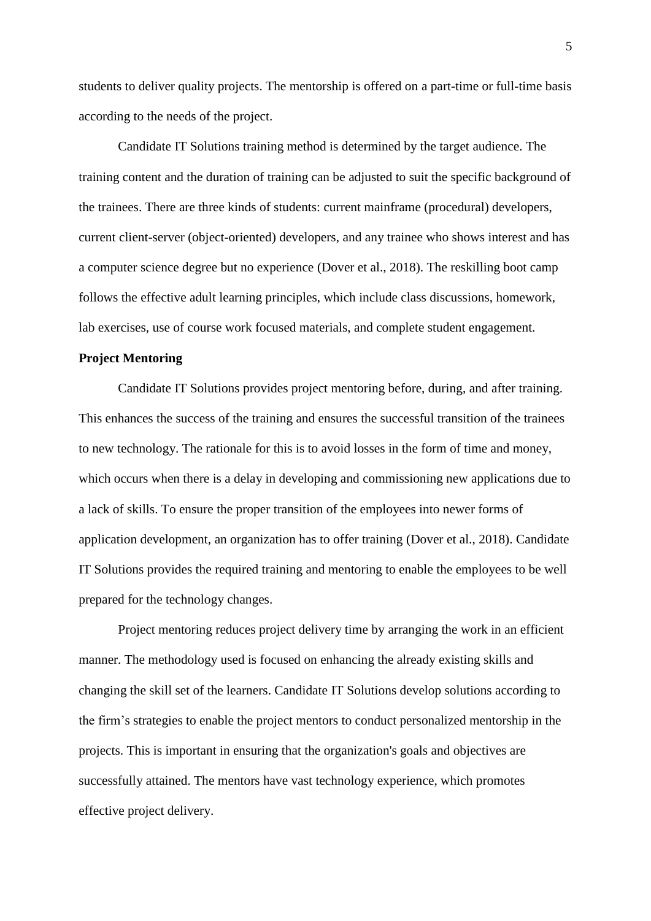students to deliver quality projects. The mentorship is offered on a part-time or full-time basis according to the needs of the project.

Candidate IT Solutions training method is determined by the target audience. The training content and the duration of training can be adjusted to suit the specific background of the trainees. There are three kinds of students: current mainframe (procedural) developers, current client-server (object-oriented) developers, and any trainee who shows interest and has a computer science degree but no experience (Dover et al., 2018). The reskilling boot camp follows the effective adult learning principles, which include class discussions, homework, lab exercises, use of course work focused materials, and complete student engagement.

**Project Mentoring**

Candidate IT Solutions provides project mentoring before, during, and after training. This enhances the success of the training and ensures the successful transition of the trainees to new technology. The rationale for this is to avoid losses in the form of time and money, which occurs when there is a delay in developing and commissioning new applications due to a lack of skills. To ensure the proper transition of the employees into newer forms of application development, an organization has to offer training (Dover et al., 2018). Candidate IT Solutions provides the required training and mentoring to enable the employees to be well prepared for the technology changes.

Project mentoring reduces project delivery time by arranging the work in an efficient manner. The methodology used is focused on enhancing the already existing skills and changing the skill set of the learners. Candidate IT Solutions develop solutions according to the firm's strategies to enable the project mentors to conduct personalized mentorship in the projects. This is important in ensuring that the organization's goals and objectives are successfully attained. The mentors have vast technology experience, which promotes effective project delivery.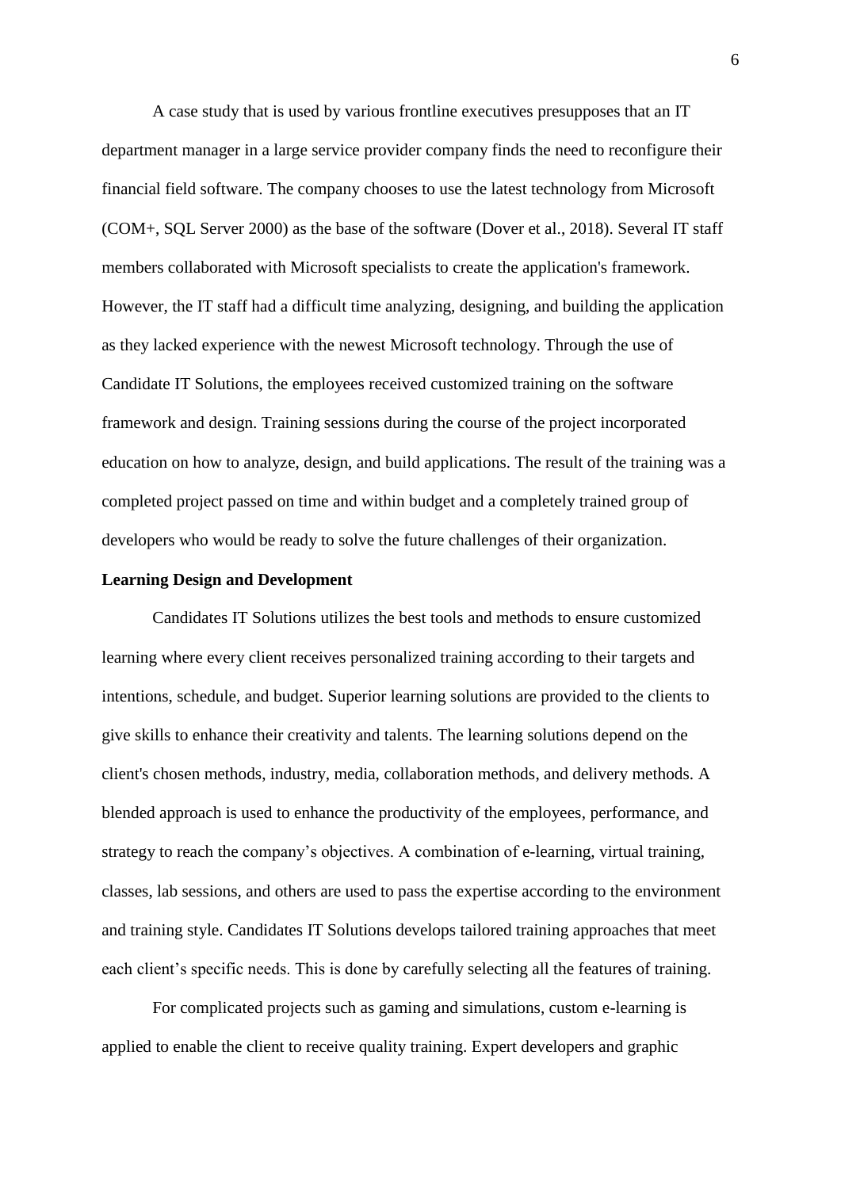A case study that is used by various frontline executives presupposes that an IT department manager in a large service provider company finds the need to reconfigure their financial field software. The company chooses to use the latest technology from Microsoft (COM+, SQL Server 2000) as the base of the software (Dover et al., 2018). Several IT staff members collaborated with Microsoft specialists to create the application's framework. However, the IT staff had a difficult time analyzing, designing, and building the application as they lacked experience with the newest Microsoft technology. Through the use of Candidate IT Solutions, the employees received customized training on the software framework and design. Training sessions during the course of the project incorporated education on how to analyze, design, and build applications. The result of the training was a completed project passed on time and within budget and a completely trained group of developers who would be ready to solve the future challenges of their organization.

**Learning Design and Development**

Candidates IT Solutions utilizes the best tools and methods to ensure customized learning where every client receives personalized training according to their targets and intentions, schedule, and budget. Superior learning solutions are provided to the clients to give skills to enhance their creativity and talents. The learning solutions depend on the client's chosen methods, industry, media, collaboration methods, and delivery methods. A blended approach is used to enhance the productivity of the employees, performance, and strategy to reach the company's objectives. A combination of e-learning, virtual training, classes, lab sessions, and others are used to pass the expertise according to the environment and training style. Candidates IT Solutions develops tailored training approaches that meet each client's specific needs. This is done by carefully selecting all the features of training.

For complicated projects such as gaming and simulations, custom e-learning is applied to enable the client to receive quality training. Expert developers and graphic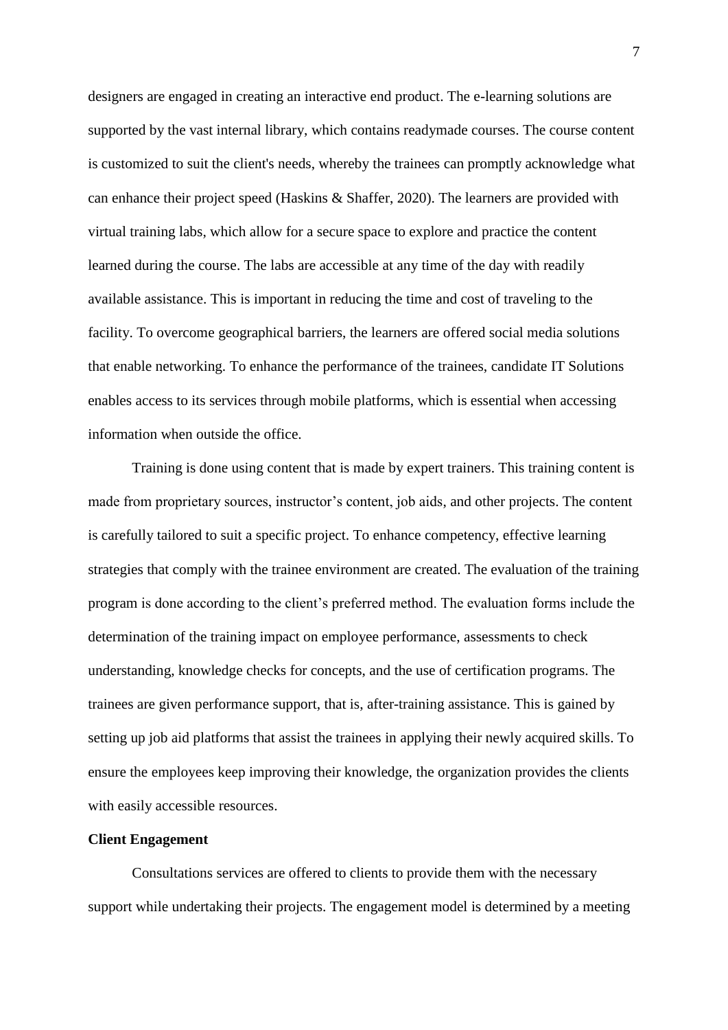designers are engaged in creating an interactive end product. The e-learning solutions are supported by the vast internal library, which contains readymade courses. The course content is customized to suit the client's needs, whereby the trainees can promptly acknowledge what can enhance their project speed (Haskins & Shaffer, 2020). The learners are provided with virtual training labs, which allow for a secure space to explore and practice the content learned during the course. The labs are accessible at any time of the day with readily available assistance. This is important in reducing the time and cost of traveling to the facility. To overcome geographical barriers, the learners are offered social media solutions that enable networking. To enhance the performance of the trainees, candidate IT Solutions enables access to its services through mobile platforms, which is essential when accessing information when outside the office.

Training is done using content that is made by expert trainers. This training content is made from proprietary sources, instructor's content, job aids, and other projects. The content is carefully tailored to suit a specific project. To enhance competency, effective learning strategies that comply with the trainee environment are created. The evaluation of the training program is done according to the client's preferred method. The evaluation forms include the determination of the training impact on employee performance, assessments to check understanding, knowledge checks for concepts, and the use of certification programs. The trainees are given performance support, that is, after-training assistance. This is gained by setting up job aid platforms that assist the trainees in applying their newly acquired skills. To ensure the employees keep improving their knowledge, the organization provides the clients with easily accessible resources.

**Client Engagement**

Consultations services are offered to clients to provide them with the necessary support while undertaking their projects. The engagement model is determined by a meeting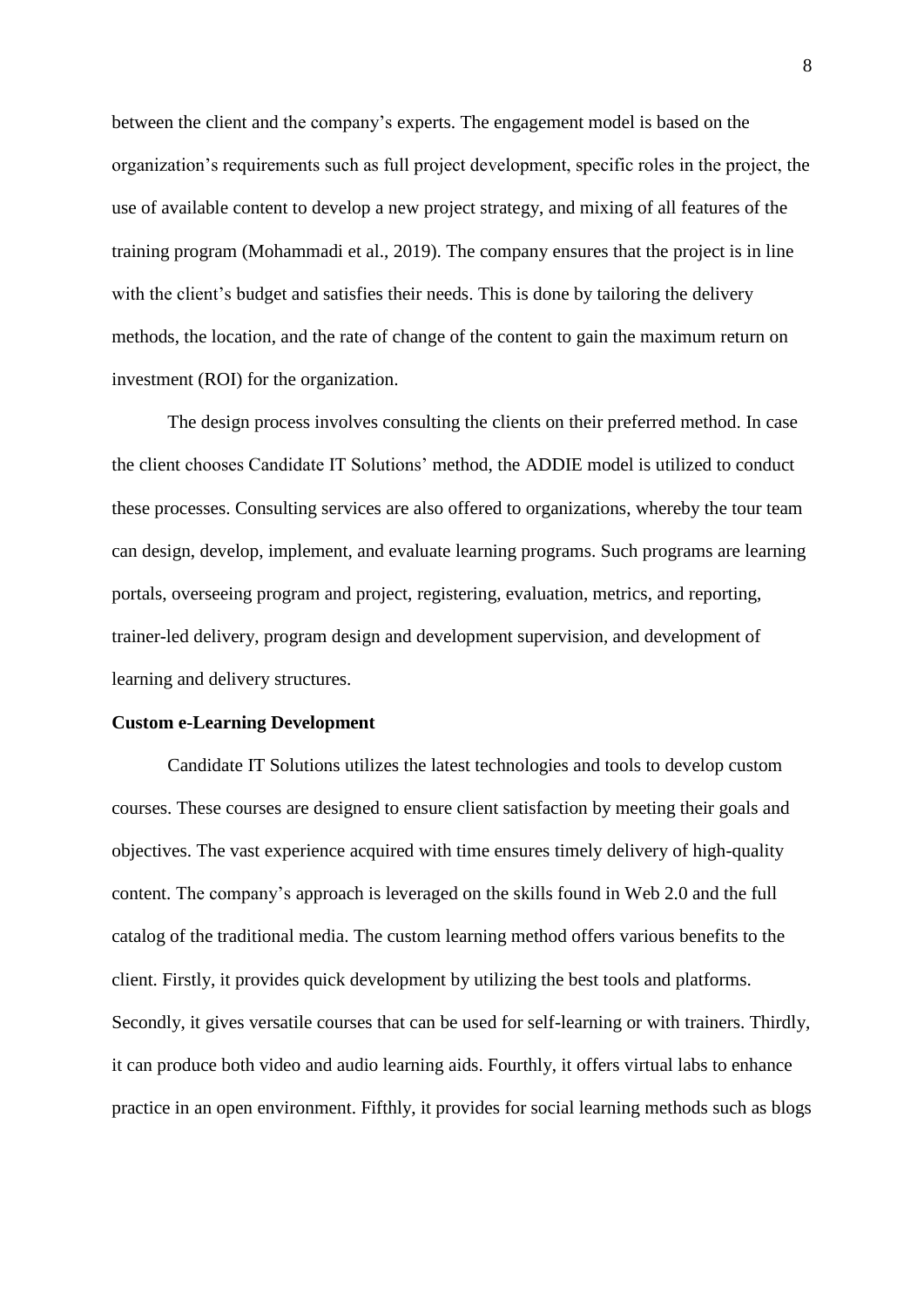between the client and the company's experts. The engagement model is based on the organization's requirements such as full project development, specific roles in the project, the use of available content to develop a new project strategy, and mixing of all features of the training program (Mohammadi et al., 2019). The company ensures that the project is in line with the client's budget and satisfies their needs. This is done by tailoring the delivery methods, the location, and the rate of change of the content to gain the maximum return on investment (ROI) for the organization.

The design process involves consulting the clients on their preferred method. In case the client chooses Candidate IT Solutions' method, the ADDIE model is utilized to conduct these processes. Consulting services are also offered to organizations, whereby the tour team can design, develop, implement, and evaluate learning programs. Such programs are learning portals, overseeing program and project, registering, evaluation, metrics, and reporting, trainer-led delivery, program design and development supervision, and development of learning and delivery structures.

**Custom e-Learning Development**

Candidate IT Solutions utilizes the latest technologies and tools to develop custom courses. These courses are designed to ensure client satisfaction by meeting their goals and objectives. The vast experience acquired with time ensures timely delivery of high-quality content. The company's approach is leveraged on the skills found in Web 2.0 and the full catalog of the traditional media. The custom learning method offers various benefits to the client. Firstly, it provides quick development by utilizing the best tools and platforms. Secondly, it gives versatile courses that can be used for self-learning or with trainers. Thirdly, it can produce both video and audio learning aids. Fourthly, it offers virtual labs to enhance practice in an open environment. Fifthly, it provides for social learning methods such as blogs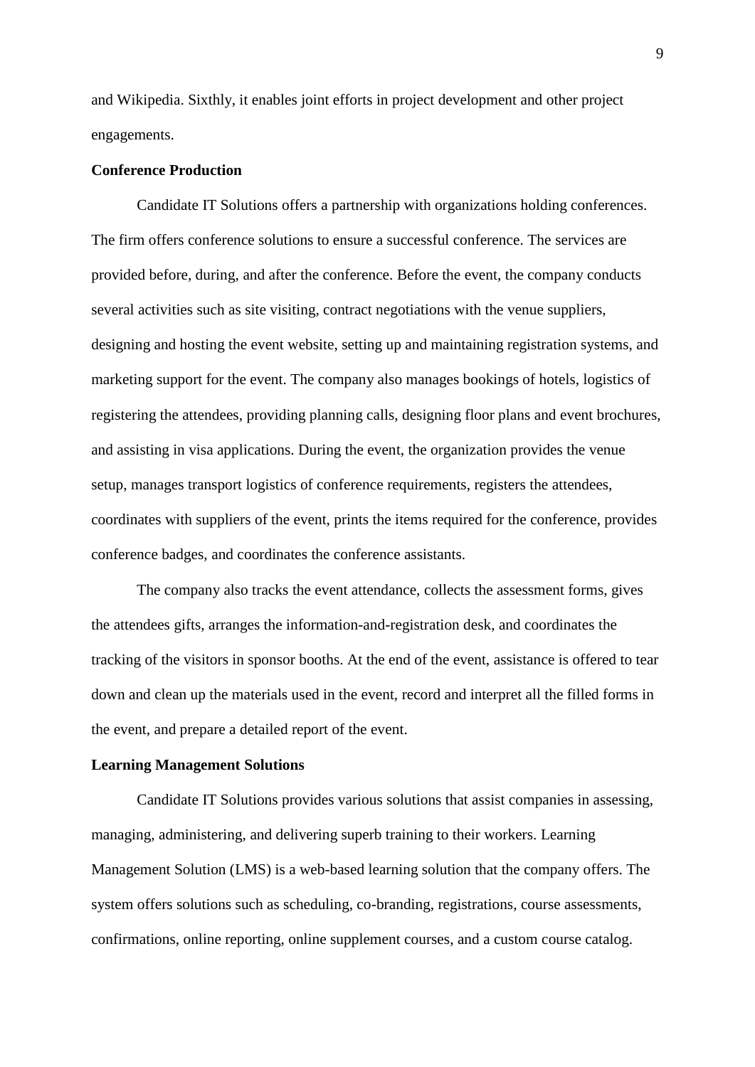and Wikipedia. Sixthly, it enables joint efforts in project development and other project engagements.

**Conference Production**

Candidate IT Solutions offers a partnership with organizations holding conferences. The firm offers conference solutions to ensure a successful conference. The services are provided before, during, and after the conference. Before the event, the company conducts several activities such as site visiting, contract negotiations with the venue suppliers, designing and hosting the event website, setting up and maintaining registration systems, and marketing support for the event. The company also manages bookings of hotels, logistics of registering the attendees, providing planning calls, designing floor plans and event brochures, and assisting in visa applications. During the event, the organization provides the venue setup, manages transport logistics of conference requirements, registers the attendees, coordinates with suppliers of the event, prints the items required for the conference, provides conference badges, and coordinates the conference assistants.

The company also tracks the event attendance, collects the assessment forms, gives the attendees gifts, arranges the information-and-registration desk, and coordinates the tracking of the visitors in sponsor booths. At the end of the event, assistance is offered to tear down and clean up the materials used in the event, record and interpret all the filled forms in the event, and prepare a detailed report of the event.

**Learning Management Solutions**

Candidate IT Solutions provides various solutions that assist companies in assessing, managing, administering, and delivering superb training to their workers. Learning Management Solution (LMS) is a web-based learning solution that the company offers. The system offers solutions such as scheduling, co-branding, registrations, course assessments, confirmations, online reporting, online supplement courses, and a custom course catalog.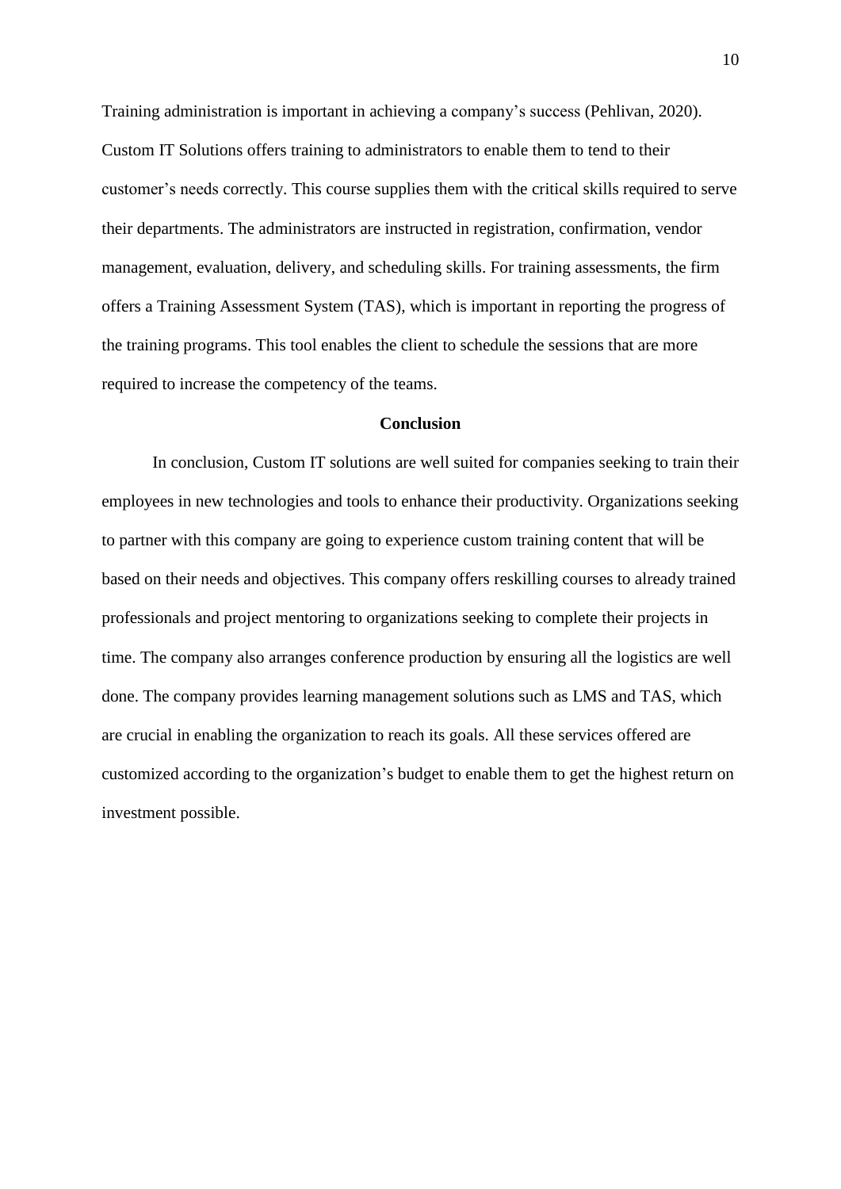Training administration is important in achieving a company's success (Pehlivan, 2020). Custom IT Solutions offers training to administrators to enable them to tend to their customer's needs correctly. This course supplies them with the critical skills required to serve their departments. The administrators are instructed in registration, confirmation, vendor management, evaluation, delivery, and scheduling skills. For training assessments, the firm offers a Training Assessment System (TAS), which is important in reporting the progress of the training programs. This tool enables the client to schedule the sessions that are more required to increase the competency of the teams.

## Conclusion

In conclusion, Custom IT solutions are well suited for companies seeking to train their employees in new technologies and tools to enhance their productivity. Organizations seeking to partner with this company are going to experience custom training content that will be based on their needs and objectives. This company offers reskilling courses to already trained professionals and project mentoring to organizations seeking to complete their projects in time. The company also arranges conference production by ensuring all the logistics are well done. The company provides learning management solutions such as LMS and TAS, which are crucial in enabling the organization to reach its goals. All these services offered are customized according to the organization's budget to enable them to get the highest return on investment possible.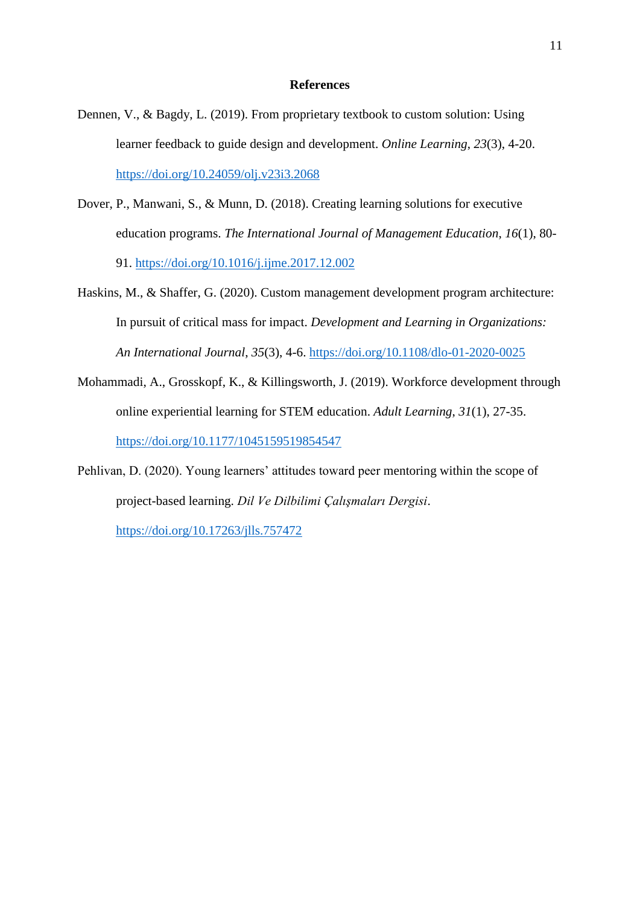# References

Dennen, V., & Bagdy, L. (2019). From proprietary textbook to custom solution: Using learner feedback to guide design and development. *Online Learning*, *23*(3), 4-20. https://doi.org/10.24059/olj.v23i3.2068

Dover, P., Manwani, S., & Munn, D. (2018). Creating learning solutions for executive education programs. *The International Journal of Management Education*, *16*(1), 80-91. https://doi.org/10.1016/j.ijme.2017.12.002

Haskins, M., & Shaffer, G. (2020). Custom management development program architecture: In pursuit of critical mass for impact. *Development and Learning in Organizations: An International Journal*, *35*(3), 4-6. https://doi.org/10.1108/dlo-01-2020-0025

Mohammadi, A., Grosskopf, K., & Killingsworth, J. (2019). Workforce development through online experiential learning for STEM education. *Adult Learning*, *31*(1), 27-35. https://doi.org/10.1177/1045159519854547

Pehlivan, D. (2020). Young learners' attitudes toward peer mentoring within the scope of project-based learning. *Dil Ve Dilbilimi Çalışmaları Dergisi*. https://doi.org/10.17263/jlls.757472